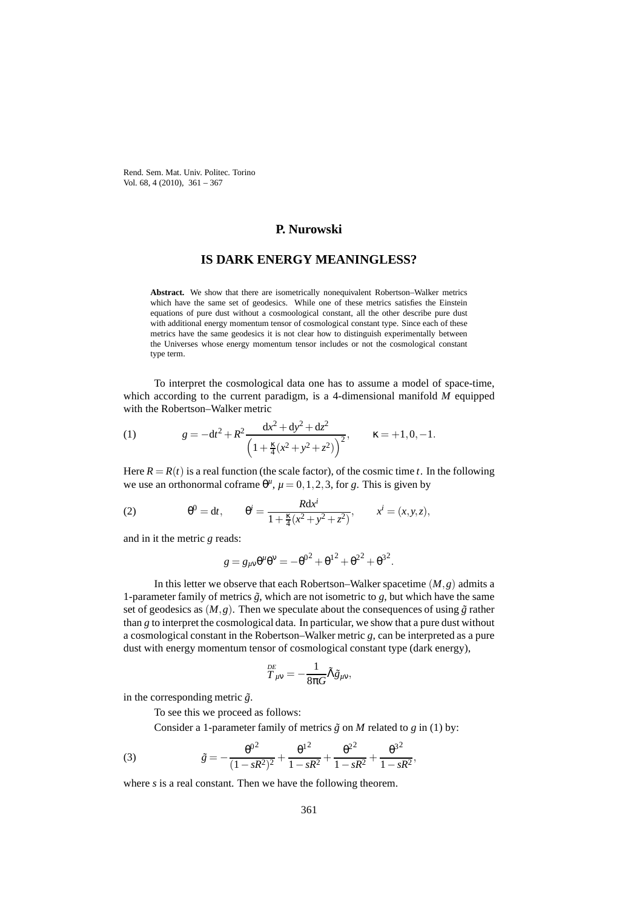**P. Nurowski**

# IS DARK ENERGY MEANINGLESS?

**Abstract.** We show that there are isometrically nonequivalent Robertson–Walker metrics which have the same set of geodesics. While one of these metrics satisfies the Einstein equations of pure dust without a cosmoological constant, all the other describe pure dust with additional energy momentum tensor of cosmological constant type. Since each of these metrics have the same geodesics it is not clear how to distinguish experimentally between the Universes whose energy momentum tensor includes or not the cosmological constant type term.

To interpret the cosmological data one has to assume a model of space-time, which according to the current paradigm, is a 4-dimensional manifold $M$ equipped with the Robertson–Walker metric

$$g = -\mathrm{d}t^2 + R^2 \frac{\mathrm{d}x^2 + \mathrm{d}y^2 + \mathrm{d}z^2}{\Big(1 + \frac{\kappa}{4}(x^2 + y^2 + z^2)\Big)^2}, \qquad \kappa = +1, 0, -1. \tag{1}$$

Here $R = R(t)$ is a real function (the scale factor), of the cosmic time $t$. In the following we use an orthonormal coframe $\theta^\mu$, $\mu = 0, 1, 2, 3$, for $g$. This is given by

$$\theta^0 = \mathrm{d}t, \qquad \theta^i = \frac{R\mathrm{d}x^i}{1 + \frac{\kappa}{4}(x^2 + y^2 + z^2)}, \qquad x^i = (x, y, z), \tag{2}$$

and in it the metric $g$ reads:

$$g = g_{\mu\nu}\theta^\mu\theta^\nu = -{\theta^0}^2 + {\theta^1}^2 + {\theta^2}^2 + {\theta^3}^2.$$

In this letter we observe that each Robertson–Walker spacetime $(M, g)$ admits a 1-parameter family of metrics $\tilde{g}$, which are not isometric to $g$, but which have the same set of geodesics as $(M, g)$. Then we speculate about the consequences of using $\tilde{g}$ rather than $g$ to interpret the cosmological data. In particular, we show that a pure dust without a cosmological constant in the Robertson–Walker metric $g$, can be interpreted as a pure dust with energy momentum tensor of cosmological constant type (dark energy),

$$\overset{DE}{T}_{\mu\nu} = -\frac{1}{8\pi G}\Lambda\tilde{g}_{\mu\nu},$$

in the corresponding metric $\tilde{g}$.

To see this we proceed as follows:

Consider a 1-parameter family of metrics $\tilde{g}$ on $M$ related to $g$ in (1) by:

$$\tilde{g} = -\frac{{\theta^0}^2}{(1 - sR^2)^2} + \frac{{\theta^1}^2}{1 - sR^2} + \frac{{\theta^2}^2}{1 - sR^2} + \frac{{\theta^3}^2}{1 - sR^2}, \tag{3}$$

where $s$ is a real constant. Then we have the following theorem.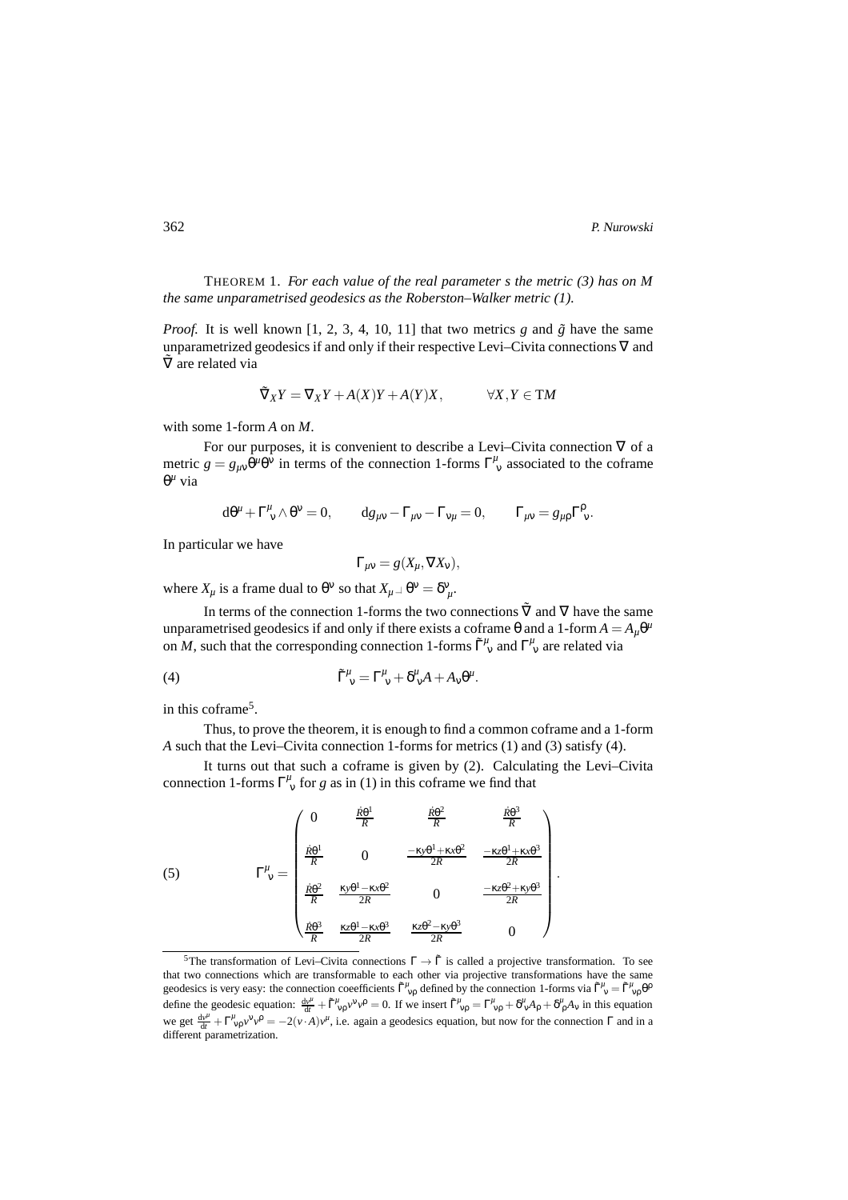THEOREM 1. *For each value of the real parameter s the metric (3) has on M the same unparametrised geodesics as the Roberston–Walker metric (1).*

*Proof.* It is well known [1, 2, 3, 4, 10, 11] that two metrics $g$ and $\tilde{g}$ have the same unparametrized geodesics if and only if their respective Levi–Civita connections $\nabla$ and $\tilde{\nabla}$ are related via

$$\tilde{\nabla}_X Y = \nabla_X Y + A(X)Y + A(Y)X, \qquad \forall X, Y \in \mathrm{T}M$$

with some 1-form $A$ on $M$.

For our purposes, it is convenient to describe a Levi–Civita connection $\nabla$ of a metric $g = g_{\mu\nu}\theta^\mu\theta^\nu$ in terms of the connection 1-forms $\Gamma^\mu{}_\nu$ associated to the coframe $\theta^\mu$ via

$$\mathrm{d}\theta^\mu + \Gamma^\mu{}_\nu \wedge \theta^\nu = 0, \qquad \mathrm{d}g_{\mu\nu} - \Gamma_{\mu\nu} - \Gamma_{\nu\mu} = 0, \qquad \Gamma_{\mu\nu} = g_{\mu\rho}\Gamma^\rho{}_\nu.$$

In particular we have

$$\Gamma_{\mu\nu} = g(X_\mu, \nabla X_\nu),$$

where $X_\mu$ is a frame dual to $\theta^\nu$ so that $X_\mu \lrcorner\, \theta^\nu = \delta^\nu{}_\mu$.

In terms of the connection 1-forms the two connections $\tilde{\nabla}$ and $\nabla$ have the same unparametrised geodesics if and only if there exists a coframe $\theta$ and a 1-form $A = A_\mu\theta^\mu$ on $M$, such that the corresponding connection 1-forms $\tilde{\Gamma}^\mu{}_\nu$ and $\Gamma^\mu{}_\nu$ are related via

$$\tilde{\Gamma}^\mu{}_\nu = \Gamma^\mu{}_\nu + \delta^\mu{}_\nu A + A_\nu\theta^\mu. \tag{4}$$

in this coframe[5].

Thus, to prove the theorem, it is enough to find a common coframe and a 1-form $A$ such that the Levi–Civita connection 1-forms for metrics (1) and (3) satisfy (4).

It turns out that such a coframe is given by (2). Calculating the Levi–Civita connection 1-forms $\Gamma^\mu{}_\nu$ for $g$ as in (1) in this coframe we find that

$$\Gamma^\mu{}_\nu = \begin{pmatrix} 0 & \frac{\dot{R}\theta^1}{R} & \frac{\dot{R}\theta^2}{R} & \frac{\dot{R}\theta^3}{R} \\ \frac{\dot{R}\theta^1}{R} & 0 & \frac{-\kappa y\theta^1 + \kappa x\theta^2}{2R} & \frac{-\kappa z\theta^1 + \kappa x\theta^3}{2R} \\ \frac{\dot{R}\theta^2}{R} & \frac{\kappa y\theta^1 - \kappa x\theta^2}{2R} & 0 & \frac{-\kappa z\theta^2 + \kappa y\theta^3}{2R} \\ \frac{\dot{R}\theta^3}{R} & \frac{\kappa z\theta^1 - \kappa x\theta^3}{2R} & \frac{\kappa z\theta^2 - \kappa y\theta^3}{2R} & 0 \end{pmatrix}. \tag{5}$$

---

[5] The transformation of Levi–Civita connections $\Gamma \to \tilde{\Gamma}$ is called a projective transformation. To see that two connections which are transformable to each other via projective transformations have the same geodesics is very easy: the connection coeefficients $\tilde{\Gamma}^\mu{}_{\nu\rho}$ defined by the connection 1-forms via $\tilde{\Gamma}^\mu{}_\nu = \tilde{\Gamma}^\mu{}_{\nu\rho}\theta^\rho$ define the geodesic equation: $\frac{\mathrm{d}v^\mu}{\mathrm{d}t} + \tilde{\Gamma}^\mu{}_{\nu\rho}v^\nu v^\rho = 0$. If we insert $\tilde{\Gamma}^\mu{}_{\nu\rho} = \Gamma^\mu{}_{\nu\rho} + \delta^\mu_\nu A_\rho + \delta^\mu_\rho A_\nu$ in this equation we get $\frac{\mathrm{d}v^\mu}{\mathrm{d}t} + \Gamma^\mu{}_{\nu\rho}v^\nu v^\rho = -2(v \cdot A)v^\mu$, i.e. again a geodesics equation, but now for the connection $\Gamma$ and in a different parametrization.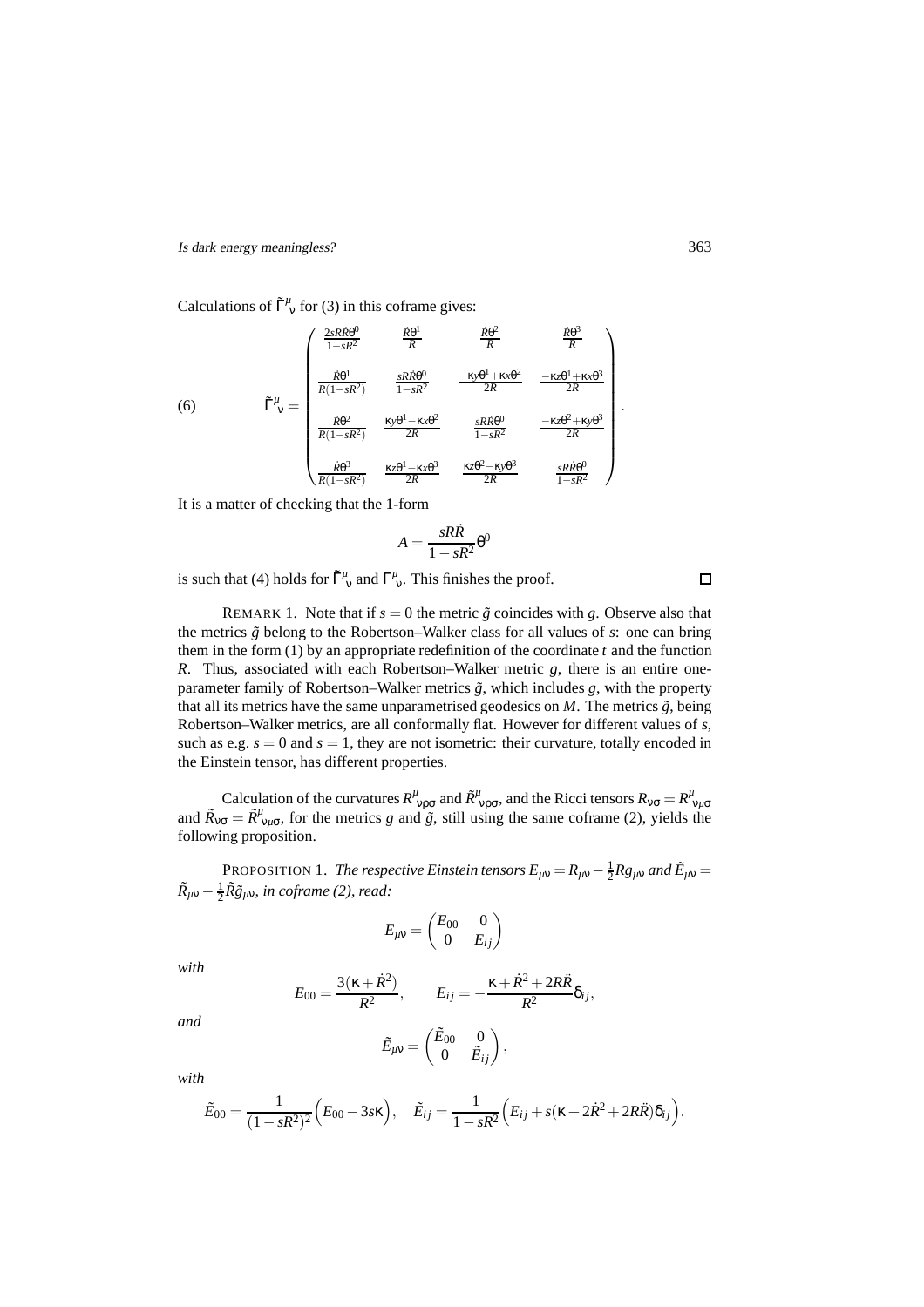Calculations of $\tilde{\Gamma}^{\mu}{}_{\nu}$ for (3) in this coframe gives:

$$
(6) \qquad \tilde{\Gamma}^{\mu}{}_{\nu} = \begin{pmatrix} \frac{2sR\dot{R}\theta^0}{1-sR^2} & \frac{\dot{R}\theta^1}{R} & \frac{\dot{R}\theta^2}{R} & \frac{\dot{R}\theta^3}{R} \\ \frac{\dot{R}\theta^1}{R(1-sR^2)} & \frac{sR\dot{R}\theta^0}{1-sR^2} & \frac{-\kappa y\theta^1+\kappa x\theta^2}{2R} & \frac{-\kappa z\theta^1+\kappa x\theta^3}{2R} \\ \frac{\dot{R}\theta^2}{R(1-sR^2)} & \frac{\kappa y\theta^1-\kappa x\theta^2}{2R} & \frac{sR\dot{R}\theta^0}{1-sR^2} & \frac{-\kappa z\theta^2+\kappa y\theta^3}{2R} \\ \frac{\dot{R}\theta^3}{R(1-sR^2)} & \frac{\kappa z\theta^1-\kappa x\theta^3}{2R} & \frac{\kappa z\theta^2-\kappa y\theta^3}{2R} & \frac{sR\dot{R}\theta^0}{1-sR^2} \end{pmatrix}.
$$

It is a matter of checking that the 1-form

$$
A = \frac{sR\dot{R}}{1-sR^2}\theta^0
$$

is such that (4) holds for $\tilde{\Gamma}^{\mu}{}_{\nu}$ and $\Gamma^{\mu}{}_{\nu}$. This finishes the proof. □

REMARK 1. Note that if $s = 0$ the metric $\tilde{g}$ coincides with $g$. Observe also that the metrics $\tilde{g}$ belong to the Robertson–Walker class for all values of $s$: one can bring them in the form (1) by an appropriate redefinition of the coordinate $t$ and the function $R$. Thus, associated with each Robertson–Walker metric $g$, there is an entire one-parameter family of Robertson–Walker metrics $\tilde{g}$, which includes $g$, with the property that all its metrics have the same unparametrised geodesics on $M$. The metrics $\tilde{g}$, being Robertson–Walker metrics, are all conformally flat. However for different values of $s$, such as e.g. $s = 0$ and $s = 1$, they are not isometric: their curvature, totally encoded in the Einstein tensor, has different properties.

Calculation of the curvatures $R^{\mu}{}_{\nu\rho\sigma}$ and $\tilde{R}^{\mu}{}_{\nu\rho\sigma}$, and the Ricci tensors $R_{\nu\sigma} = R^{\mu}{}_{\nu\mu\sigma}$ and $\tilde{R}_{\nu\sigma} = \tilde{R}^{\mu}{}_{\nu\mu\sigma}$, for the metrics $g$ and $\tilde{g}$, still using the same coframe (2), yields the following proposition.

PROPOSITION 1. *The respective Einstein tensors $E_{\mu\nu} = R_{\mu\nu} - \frac{1}{2}Rg_{\mu\nu}$ and $\tilde{E}_{\mu\nu} = \tilde{R}_{\mu\nu} - \frac{1}{2}\tilde{R}\tilde{g}_{\mu\nu}$, in coframe (2), read:*

$$
E_{\mu\nu} = \begin{pmatrix} E_{00} & 0 \\ 0 & E_{ij} \end{pmatrix}
$$

*with*

$$
E_{00} = \frac{3(\kappa + \dot{R}^2)}{R^2}, \qquad E_{ij} = -\frac{\kappa + \dot{R}^2 + 2R\ddot{R}}{R^2}\delta_{ij},
$$

*and*

$$
\tilde{E}_{\mu\nu} = \begin{pmatrix} \tilde{E}_{00} & 0 \\ 0 & \tilde{E}_{ij} \end{pmatrix},
$$

*with*

$$
\tilde{E}_{00} = \frac{1}{(1-sR^2)^2}\Big(E_{00} - 3s\kappa\Big), \quad \tilde{E}_{ij} = \frac{1}{1-sR^2}\Big(E_{ij} + s(\kappa + 2\dot{R}^2 + 2R\ddot{R})\delta_{ij}\Big).
$$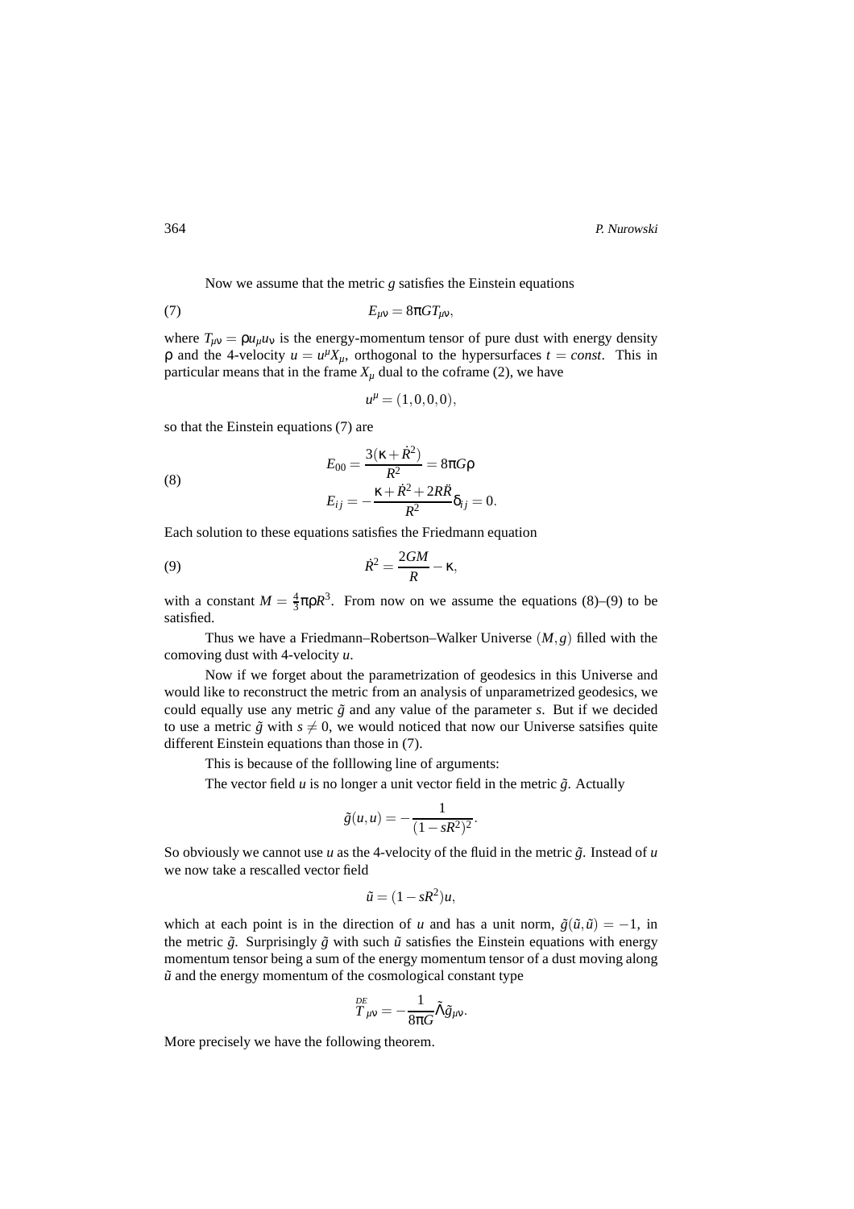Now we assume that the metric $g$ satisfies the Einstein equations

$$E_{\mu\nu} = 8\pi G T_{\mu\nu}, \tag{7}$$

where $T_{\mu\nu} = \rho u_\mu u_\nu$ is the energy-momentum tensor of pure dust with energy density $\rho$ and the 4-velocity $u = u^\mu X_\mu$, orthogonal to the hypersurfaces $t = const$. This in particular means that in the frame $X_\mu$ dual to the coframe (2), we have

$$u^\mu = (1,0,0,0),$$

so that the Einstein equations (7) are

$$\begin{aligned} E_{00} &= \frac{3(\kappa + \dot{R}^2)}{R^2} = 8\pi G\rho \\ E_{ij} &= -\frac{\kappa + \dot{R}^2 + 2R\ddot{R}}{R^2}\delta_{ij} = 0. \end{aligned} \tag{8}$$

Each solution to these equations satisfies the Friedmann equation

$$\dot{R}^2 = \frac{2GM}{R} - \kappa, \tag{9}$$

with a constant $M = \frac{4}{3}\pi\rho R^3$. From now on we assume the equations (8)–(9) to be satisfied.

Thus we have a Friedmann–Robertson–Walker Universe $(M,g)$ filled with the comoving dust with 4-velocity $u$.

Now if we forget about the parametrization of geodesics in this Universe and would like to reconstruct the metric from an analysis of unparametrized geodesics, we could equally use any metric $\tilde{g}$ and any value of the parameter $s$. But if we decided to use a metric $\tilde{g}$ with $s \neq 0$, we would noticed that now our Universe satsifies quite different Einstein equations than those in (7).

This is because of the folllowing line of arguments:

The vector field $u$ is no longer a unit vector field in the metric $\tilde{g}$. Actually

$$\tilde{g}(u,u) = -\frac{1}{(1-sR^2)^2}.$$

So obviously we cannot use $u$ as the 4-velocity of the fluid in the metric $\tilde{g}$. Instead of $u$ we now take a rescalled vector field

$$\tilde{u} = (1-sR^2)u,$$

which at each point is in the direction of $u$ and has a unit norm, $\tilde{g}(\tilde{u},\tilde{u}) = -1$, in the metric $\tilde{g}$. Surprisingly $\tilde{g}$ with such $\tilde{u}$ satisfies the Einstein equations with energy momentum tensor being a sum of the energy momentum tensor of a dust moving along $\tilde{u}$ and the energy momentum of the cosmological constant type

$$\overset{DE}{T}_{\mu\nu} = -\frac{1}{8\pi G}\tilde{\Lambda}\tilde{g}_{\mu\nu}.$$

More precisely we have the following theorem.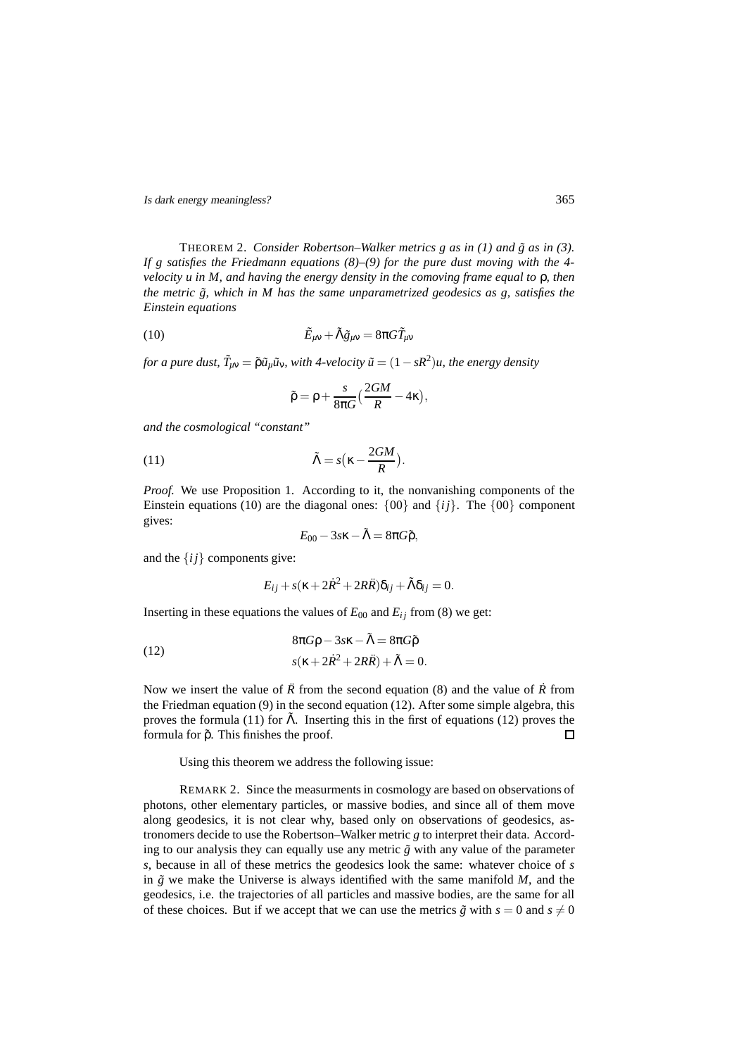THEOREM 2. *Consider Robertson–Walker metrics $g$ as in (1) and $\tilde{g}$ as in (3). If $g$ satisfies the Friedmann equations (8)–(9) for the pure dust moving with the 4-velocity $u$ in $M$, and having the energy density in the comoving frame equal to $\rho$, then the metric $\tilde{g}$, which in $M$ has the same unparametrized geodesics as $g$, satisfies the Einstein equations*

$$\tilde{E}_{\mu\nu} + \tilde{\Lambda}\tilde{g}_{\mu\nu} = 8\pi G \tilde{T}_{\mu\nu} \tag{10}$$

*for a pure dust, $\tilde{T}_{\mu\nu} = \tilde{\rho}\tilde{u}_\mu\tilde{u}_\nu$, with 4-velocity $\tilde{u} = (1 - sR^2)u$, the energy density*

$$\tilde{\rho} = \rho + \frac{s}{8\pi G}\big(\frac{2GM}{R} - 4\kappa\big),$$

*and the cosmological "constant"*

$$\tilde{\Lambda} = s\big(\kappa - \frac{2GM}{R}\big). \tag{11}$$

*Proof.* We use Proposition 1. According to it, the nonvanishing components of the Einstein equations (10) are the diagonal ones: $\{00\}$ and $\{ij\}$. The $\{00\}$ component gives:

$$E_{00} - 3s\kappa - \tilde{\Lambda} = 8\pi G\tilde{\rho},$$

and the $\{ij\}$ components give:

$$E_{ij} + s(\kappa + 2\dot{R}^2 + 2R\ddot{R})\delta_{ij} + \tilde{\Lambda}\delta_{ij} = 0.$$

Inserting in these equations the values of $E_{00}$ and $E_{ij}$ from (8) we get:

$$\begin{aligned} 8\pi G\rho - 3s\kappa - \tilde{\Lambda} &= 8\pi G\tilde{\rho} \\ s(\kappa + 2\dot{R}^2 + 2R\ddot{R}) + \tilde{\Lambda} &= 0. \end{aligned} \tag{12}$$

Now we insert the value of $\ddot{R}$ from the second equation (8) and the value of $\dot{R}$ from the Friedman equation (9) in the second equation (12). After some simple algebra, this proves the formula (11) for $\tilde{\Lambda}$. Inserting this in the first of equations (12) proves the formula for $\tilde{\rho}$. This finishes the proof. □

Using this theorem we address the following issue:

REMARK 2. Since the measurments in cosmology are based on observations of photons, other elementary particles, or massive bodies, and since all of them move along geodesics, it is not clear why, based only on observations of geodesics, astronomers decide to use the Robertson–Walker metric $g$ to interpret their data. According to our analysis they can equally use any metric $\tilde{g}$ with any value of the parameter $s$, because in all of these metrics the geodesics look the same: whatever choice of $s$ in $\tilde{g}$ we make the Universe is always identified with the same manifold $M$, and the geodesics, i.e. the trajectories of all particles and massive bodies, are the same for all of these choices. But if we accept that we can use the metrics $\tilde{g}$ with $s = 0$ and $s \neq 0$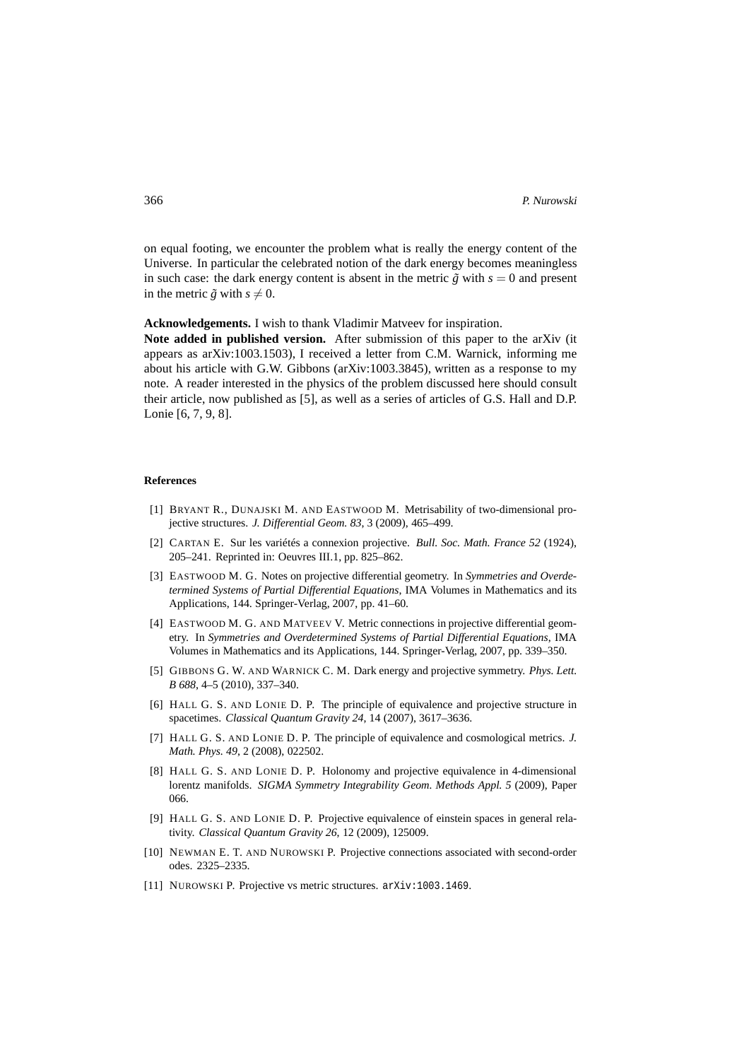on equal footing, we encounter the problem what is really the energy content of the Universe. In particular the celebrated notion of the dark energy becomes meaningless in such case: the dark energy content is absent in the metric $\tilde{g}$ with $s = 0$ and present in the metric $\tilde{g}$ with $s \neq 0$.

**Acknowledgements.** I wish to thank Vladimir Matveev for inspiration.

**Note added in published version.** After submission of this paper to the arXiv (it appears as arXiv:1003.1503), I received a letter from C.M. Warnick, informing me about his article with G.W. Gibbons (arXiv:1003.3845), written as a response to my note. A reader interested in the physics of the problem discussed here should consult their article, now published as [5], as well as a series of articles of G.S. Hall and D.P. Lonie [6, 7, 9, 8].

#### References

[1] Bryant R., Dunajski M. and Eastwood M. Metrisability of two-dimensional projective structures. *J. Differential Geom. 83*, 3 (2009), 465–499.

[2] Cartan E. Sur les variétés a connexion projective. *Bull. Soc. Math. France 52* (1924), 205–241. Reprinted in: Oeuvres III.1, pp. 825–862.

[3] Eastwood M. G. Notes on projective differential geometry. In *Symmetries and Overdetermined Systems of Partial Differential Equations*, IMA Volumes in Mathematics and its Applications, 144. Springer-Verlag, 2007, pp. 41–60.

[4] Eastwood M. G. and Matveev V. Metric connections in projective differential geometry. In *Symmetries and Overdetermined Systems of Partial Differential Equations*, IMA Volumes in Mathematics and its Applications, 144. Springer-Verlag, 2007, pp. 339–350.

[5] Gibbons G. W. and Warnick C. M. Dark energy and projective symmetry. *Phys. Lett. B 688*, 4–5 (2010), 337–340.

[6] Hall G. S. and Lonie D. P. The principle of equivalence and projective structure in spacetimes. *Classical Quantum Gravity 24*, 14 (2007), 3617–3636.

[7] Hall G. S. and Lonie D. P. The principle of equivalence and cosmological metrics. *J. Math. Phys. 49*, 2 (2008), 022502.

[8] Hall G. S. and Lonie D. P. Holonomy and projective equivalence in 4-dimensional lorentz manifolds. *SIGMA Symmetry Integrability Geom. Methods Appl. 5* (2009), Paper 066.

[9] Hall G. S. and Lonie D. P. Projective equivalence of einstein spaces in general relativity. *Classical Quantum Gravity 26*, 12 (2009), 125009.

[10] Newman E. T. and Nurowski P. Projective connections associated with second-order odes. 2325–2335.

[11] Nurowski P. Projective vs metric structures. `arXiv:1003.1469`.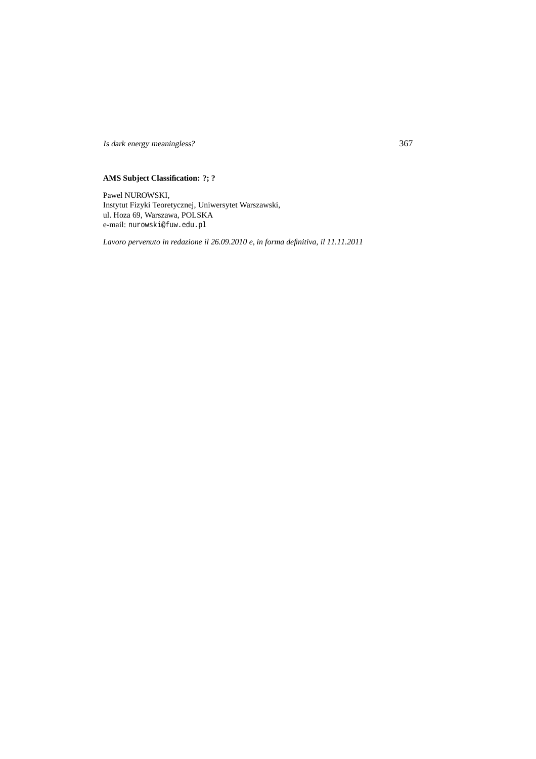**AMS Subject Classification: ?; ?**

Pawel NUROWSKI,
Instytut Fizyki Teoretycznej, Uniwersytet Warszawski,
ul. Hoza 69, Warszawa, POLSKA
e-mail: `nurowski@fuw.edu.pl`

*Lavoro pervenuto in redazione il 26.09.2010 e, in forma definitiva, il 11.11.2011*